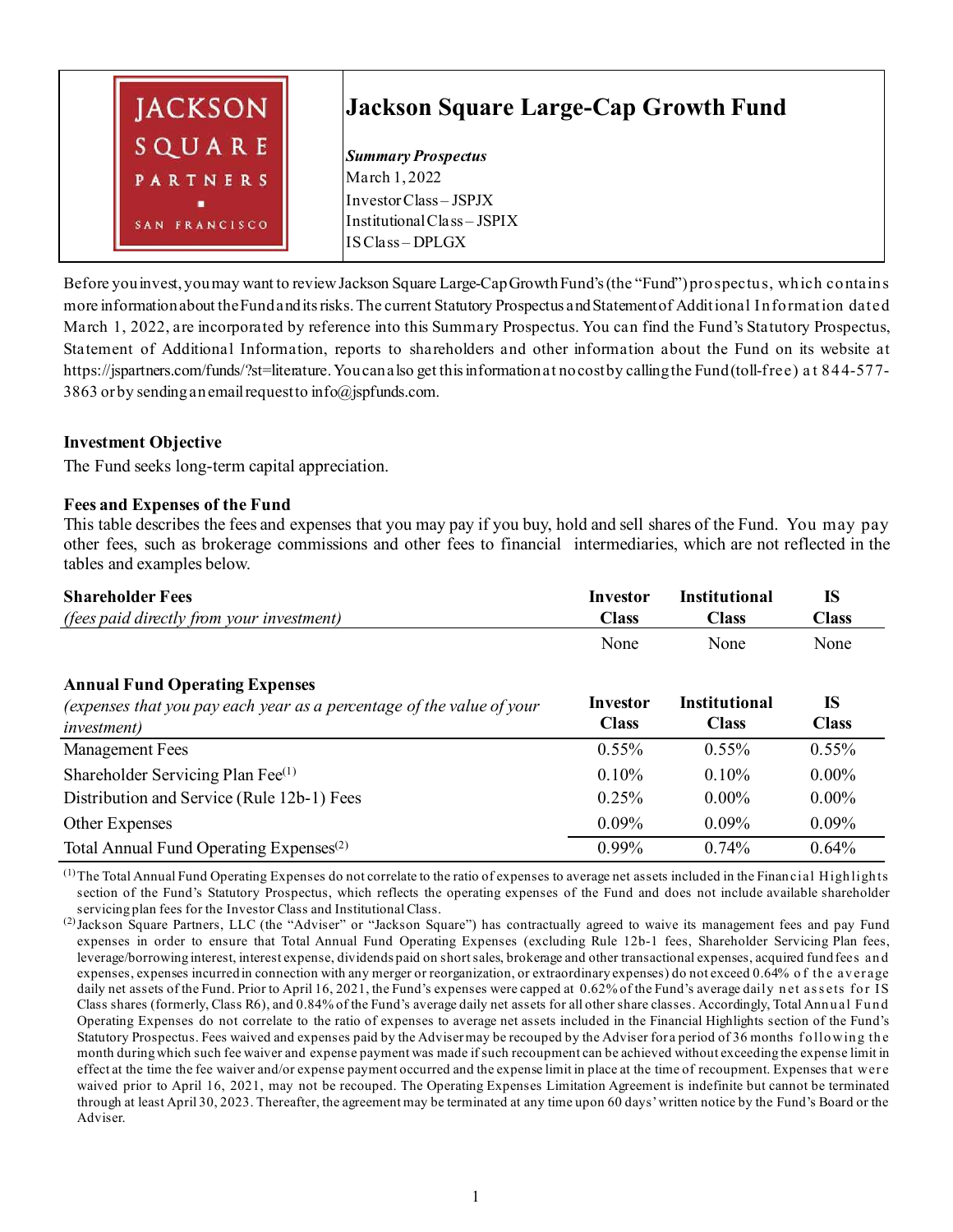JACKSON SQUARE PARTNERS ■ SAN FRANCISCO

# Jackson Square Large-Cap Growth Fund

***Summary Prospectus***
March 1, 2022
Investor Class – JSPJX
Institutional Class – JSPIX
IS Class – DPLGX

Before you invest, you may want to review Jackson Square Large-Cap Growth Fund's (the "Fund") prospectus, which contains more information about the Fund and its risks. The current Statutory Prospectus and Statement of Additional Information dated March 1, 2022, are incorporated by reference into this Summary Prospectus. You can find the Fund's Statutory Prospectus, Statement of Additional Information, reports to shareholders and other information about the Fund on its website at https://jspartners.com/funds/?st=literature. You can also get this information at no cost by calling the Fund (toll-free) at 844-577-3863 or by sending an email request to info@jspfunds.com.

## Investment Objective

The Fund seeks long-term capital appreciation.

## Fees and Expenses of the Fund

This table describes the fees and expenses that you may pay if you buy, hold and sell shares of the Fund. You may pay other fees, such as brokerage commissions and other fees to financial intermediaries, which are not reflected in the tables and examples below.

| **Shareholder Fees** *(fees paid directly from your investment)* | **Investor Class** | **Institutional Class** | **IS Class** |
|---|---|---|---|
| | None | None | None |

| **Annual Fund Operating Expenses** *(expenses that you pay each year as a percentage of the value of your investment)* | **Investor Class** | **Institutional Class** | **IS Class** |
|---|---|---|---|
| Management Fees | 0.55% | 0.55% | 0.55% |
| Shareholder Servicing Plan Fee[1] | 0.10% | 0.10% | 0.00% |
| Distribution and Service (Rule 12b-1) Fees | 0.25% | 0.00% | 0.00% |
| Other Expenses | 0.09% | 0.09% | 0.09% |
| Total Annual Fund Operating Expenses[2] | 0.99% | 0.74% | 0.64% |

[1] The Total Annual Fund Operating Expenses do not correlate to the ratio of expenses to average net assets included in the Financial Highlights section of the Fund's Statutory Prospectus, which reflects the operating expenses of the Fund and does not include available shareholder servicing plan fees for the Investor Class and Institutional Class.

[2] Jackson Square Partners, LLC (the "Adviser" or "Jackson Square") has contractually agreed to waive its management fees and pay Fund expenses in order to ensure that Total Annual Fund Operating Expenses (excluding Rule 12b-1 fees, Shareholder Servicing Plan fees, leverage/borrowing interest, interest expense, dividends paid on short sales, brokerage and other transactional expenses, acquired fund fees and expenses, expenses incurred in connection with any merger or reorganization, or extraordinary expenses) do not exceed 0.64% of the average daily net assets of the Fund. Prior to April 16, 2021, the Fund's expenses were capped at 0.62% of the Fund's average daily net assets for IS Class shares (formerly, Class R6), and 0.84% of the Fund's average daily net assets for all other share classes. Accordingly, Total Annual Fund Operating Expenses do not correlate to the ratio of expenses to average net assets included in the Financial Highlights section of the Fund's Statutory Prospectus. Fees waived and expenses paid by the Adviser may be recouped by the Adviser for a period of 36 months following the month during which such fee waiver and expense payment was made if such recoupment can be achieved without exceeding the expense limit in effect at the time the fee waiver and/or expense payment occurred and the expense limit in place at the time of recoupment. Expenses that were waived prior to April 16, 2021, may not be recouped. The Operating Expenses Limitation Agreement is indefinite but cannot be terminated through at least April 30, 2023. Thereafter, the agreement may be terminated at any time upon 60 days' written notice by the Fund's Board or the Adviser.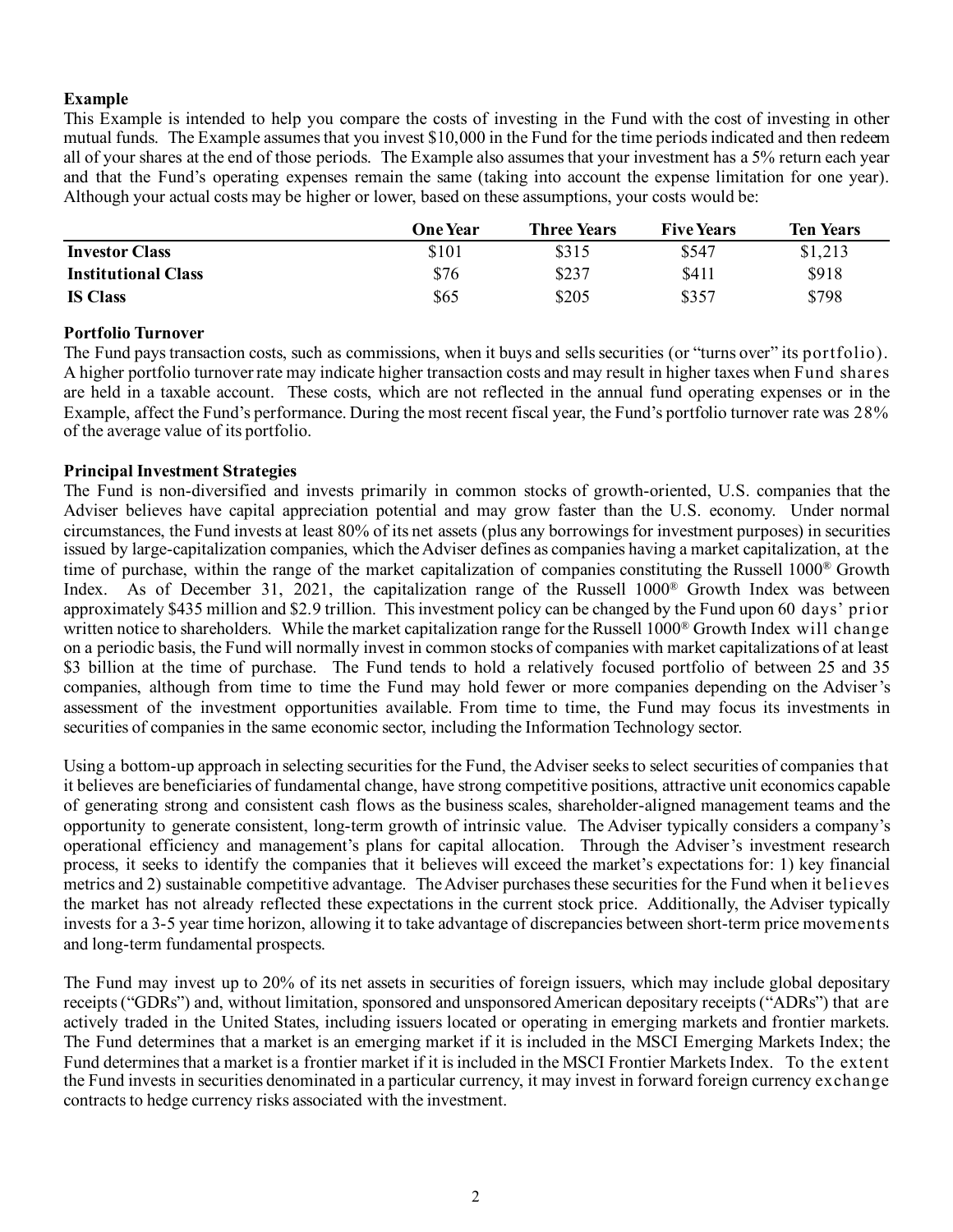**Example**

This Example is intended to help you compare the costs of investing in the Fund with the cost of investing in other mutual funds. The Example assumes that you invest $10,000 in the Fund for the time periods indicated and then redeem all of your shares at the end of those periods. The Example also assumes that your investment has a 5% return each year and that the Fund's operating expenses remain the same (taking into account the expense limitation for one year). Although your actual costs may be higher or lower, based on these assumptions, your costs would be:

| | **One Year** | **Three Years** | **Five Years** | **Ten Years** |
|---|---|---|---|---|
| **Investor Class** | $101 | $315 | $547 | $1,213 |
| **Institutional Class** | $76 | $237 | $411 | $918 |
| **IS Class** | $65 | $205 | $357 | $798 |

**Portfolio Turnover**

The Fund pays transaction costs, such as commissions, when it buys and sells securities (or "turns over" its portfolio). A higher portfolio turnover rate may indicate higher transaction costs and may result in higher taxes when Fund shares are held in a taxable account. These costs, which are not reflected in the annual fund operating expenses or in the Example, affect the Fund's performance. During the most recent fiscal year, the Fund's portfolio turnover rate was 28% of the average value of its portfolio.

**Principal Investment Strategies**

The Fund is non-diversified and invests primarily in common stocks of growth-oriented, U.S. companies that the Adviser believes have capital appreciation potential and may grow faster than the U.S. economy. Under normal circumstances, the Fund invests at least 80% of its net assets (plus any borrowings for investment purposes) in securities issued by large-capitalization companies, which the Adviser defines as companies having a market capitalization, at the time of purchase, within the range of the market capitalization of companies constituting the Russell 1000® Growth Index. As of December 31, 2021, the capitalization range of the Russell 1000® Growth Index was between approximately $435 million and $2.9 trillion. This investment policy can be changed by the Fund upon 60 days' prior written notice to shareholders. While the market capitalization range for the Russell 1000® Growth Index will change on a periodic basis, the Fund will normally invest in common stocks of companies with market capitalizations of at least $3 billion at the time of purchase. The Fund tends to hold a relatively focused portfolio of between 25 and 35 companies, although from time to time the Fund may hold fewer or more companies depending on the Adviser's assessment of the investment opportunities available. From time to time, the Fund may focus its investments in securities of companies in the same economic sector, including the Information Technology sector.

Using a bottom-up approach in selecting securities for the Fund, the Adviser seeks to select securities of companies that it believes are beneficiaries of fundamental change, have strong competitive positions, attractive unit economics capable of generating strong and consistent cash flows as the business scales, shareholder-aligned management teams and the opportunity to generate consistent, long-term growth of intrinsic value. The Adviser typically considers a company's operational efficiency and management's plans for capital allocation. Through the Adviser's investment research process, it seeks to identify the companies that it believes will exceed the market's expectations for: 1) key financial metrics and 2) sustainable competitive advantage. The Adviser purchases these securities for the Fund when it believes the market has not already reflected these expectations in the current stock price. Additionally, the Adviser typically invests for a 3-5 year time horizon, allowing it to take advantage of discrepancies between short-term price movements and long-term fundamental prospects.

The Fund may invest up to 20% of its net assets in securities of foreign issuers, which may include global depositary receipts ("GDRs") and, without limitation, sponsored and unsponsored American depositary receipts ("ADRs") that are actively traded in the United States, including issuers located or operating in emerging markets and frontier markets. The Fund determines that a market is an emerging market if it is included in the MSCI Emerging Markets Index; the Fund determines that a market is a frontier market if it is included in the MSCI Frontier Markets Index. To the extent the Fund invests in securities denominated in a particular currency, it may invest in forward foreign currency exchange contracts to hedge currency risks associated with the investment.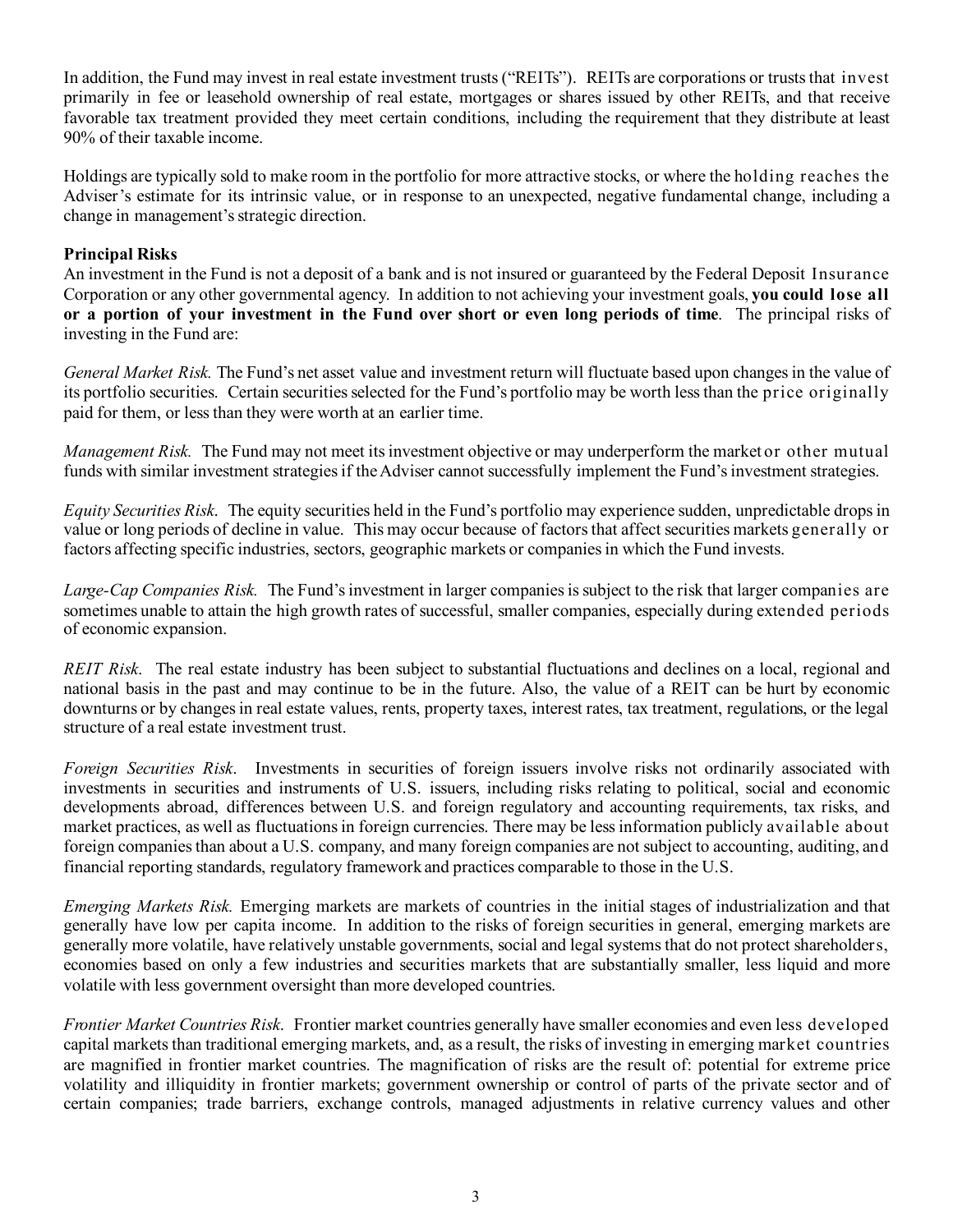In addition, the Fund may invest in real estate investment trusts ("REITs"). REITs are corporations or trusts that invest primarily in fee or leasehold ownership of real estate, mortgages or shares issued by other REITs, and that receive favorable tax treatment provided they meet certain conditions, including the requirement that they distribute at least 90% of their taxable income.

Holdings are typically sold to make room in the portfolio for more attractive stocks, or where the holding reaches the Adviser's estimate for its intrinsic value, or in response to an unexpected, negative fundamental change, including a change in management's strategic direction.

**Principal Risks**

An investment in the Fund is not a deposit of a bank and is not insured or guaranteed by the Federal Deposit Insurance Corporation or any other governmental agency. In addition to not achieving your investment goals, **you could lose all or a portion of your investment in the Fund over short or even long periods of time**. The principal risks of investing in the Fund are:

*General Market Risk.* The Fund's net asset value and investment return will fluctuate based upon changes in the value of its portfolio securities. Certain securities selected for the Fund's portfolio may be worth less than the price originally paid for them, or less than they were worth at an earlier time.

*Management Risk.* The Fund may not meet its investment objective or may underperform the market or other mutual funds with similar investment strategies if the Adviser cannot successfully implement the Fund's investment strategies.

*Equity Securities Risk.* The equity securities held in the Fund's portfolio may experience sudden, unpredictable drops in value or long periods of decline in value. This may occur because of factors that affect securities markets generally or factors affecting specific industries, sectors, geographic markets or companies in which the Fund invests.

*Large-Cap Companies Risk.* The Fund's investment in larger companies is subject to the risk that larger companies are sometimes unable to attain the high growth rates of successful, smaller companies, especially during extended periods of economic expansion.

*REIT Risk.* The real estate industry has been subject to substantial fluctuations and declines on a local, regional and national basis in the past and may continue to be in the future. Also, the value of a REIT can be hurt by economic downturns or by changes in real estate values, rents, property taxes, interest rates, tax treatment, regulations, or the legal structure of a real estate investment trust.

*Foreign Securities Risk.* Investments in securities of foreign issuers involve risks not ordinarily associated with investments in securities and instruments of U.S. issuers, including risks relating to political, social and economic developments abroad, differences between U.S. and foreign regulatory and accounting requirements, tax risks, and market practices, as well as fluctuations in foreign currencies. There may be less information publicly available about foreign companies than about a U.S. company, and many foreign companies are not subject to accounting, auditing, and financial reporting standards, regulatory framework and practices comparable to those in the U.S.

*Emerging Markets Risk.* Emerging markets are markets of countries in the initial stages of industrialization and that generally have low per capita income. In addition to the risks of foreign securities in general, emerging markets are generally more volatile, have relatively unstable governments, social and legal systems that do not protect shareholders, economies based on only a few industries and securities markets that are substantially smaller, less liquid and more volatile with less government oversight than more developed countries.

*Frontier Market Countries Risk.* Frontier market countries generally have smaller economies and even less developed capital markets than traditional emerging markets, and, as a result, the risks of investing in emerging market countries are magnified in frontier market countries. The magnification of risks are the result of: potential for extreme price volatility and illiquidity in frontier markets; government ownership or control of parts of the private sector and of certain companies; trade barriers, exchange controls, managed adjustments in relative currency values and other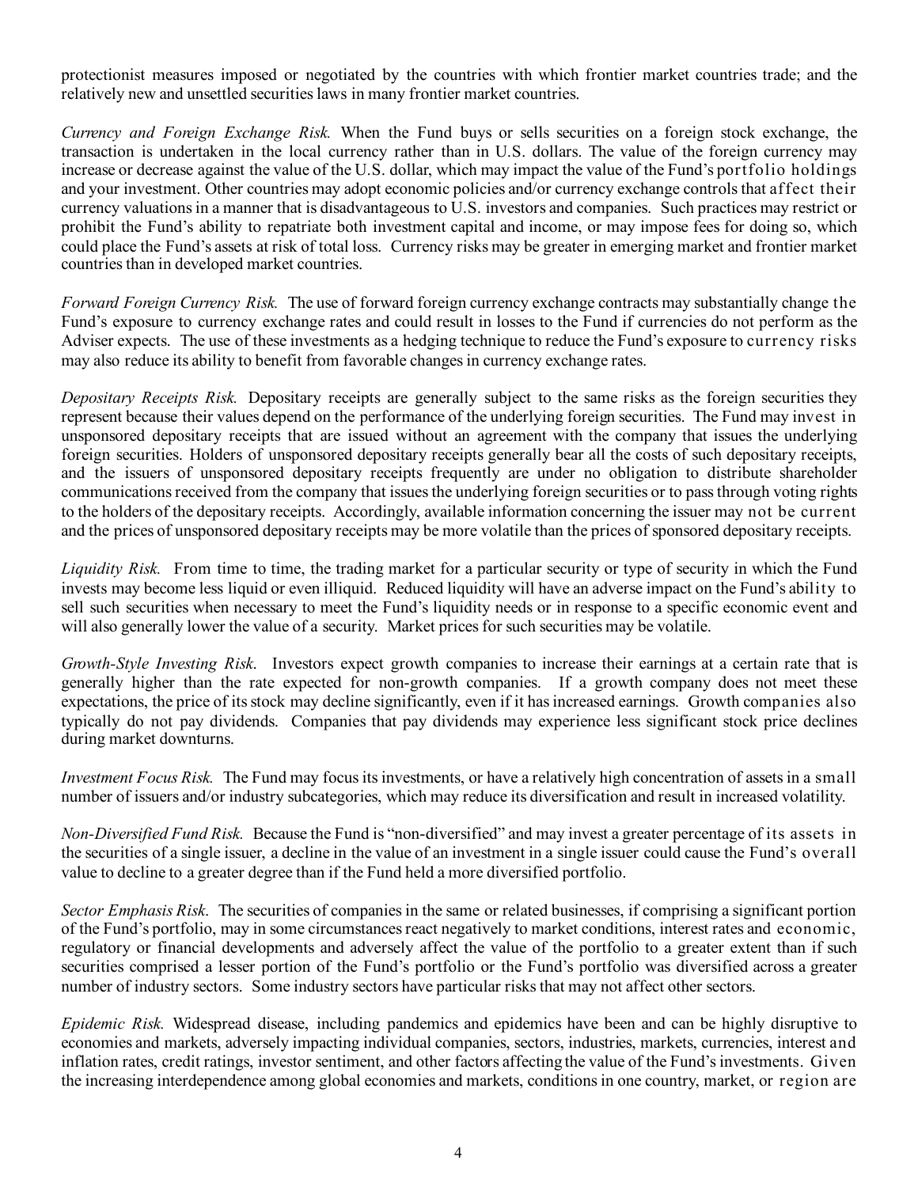protectionist measures imposed or negotiated by the countries with which frontier market countries trade; and the relatively new and unsettled securities laws in many frontier market countries.

*Currency and Foreign Exchange Risk.* When the Fund buys or sells securities on a foreign stock exchange, the transaction is undertaken in the local currency rather than in U.S. dollars. The value of the foreign currency may increase or decrease against the value of the U.S. dollar, which may impact the value of the Fund's portfolio holdings and your investment. Other countries may adopt economic policies and/or currency exchange controls that affect their currency valuations in a manner that is disadvantageous to U.S. investors and companies. Such practices may restrict or prohibit the Fund's ability to repatriate both investment capital and income, or may impose fees for doing so, which could place the Fund's assets at risk of total loss. Currency risks may be greater in emerging market and frontier market countries than in developed market countries.

*Forward Foreign Currency Risk.* The use of forward foreign currency exchange contracts may substantially change the Fund's exposure to currency exchange rates and could result in losses to the Fund if currencies do not perform as the Adviser expects. The use of these investments as a hedging technique to reduce the Fund's exposure to currency risks may also reduce its ability to benefit from favorable changes in currency exchange rates.

*Depositary Receipts Risk.* Depositary receipts are generally subject to the same risks as the foreign securities they represent because their values depend on the performance of the underlying foreign securities. The Fund may invest in unsponsored depositary receipts that are issued without an agreement with the company that issues the underlying foreign securities. Holders of unsponsored depositary receipts generally bear all the costs of such depositary receipts, and the issuers of unsponsored depositary receipts frequently are under no obligation to distribute shareholder communications received from the company that issues the underlying foreign securities or to pass through voting rights to the holders of the depositary receipts. Accordingly, available information concerning the issuer may not be current and the prices of unsponsored depositary receipts may be more volatile than the prices of sponsored depositary receipts.

*Liquidity Risk.* From time to time, the trading market for a particular security or type of security in which the Fund invests may become less liquid or even illiquid. Reduced liquidity will have an adverse impact on the Fund's ability to sell such securities when necessary to meet the Fund's liquidity needs or in response to a specific economic event and will also generally lower the value of a security. Market prices for such securities may be volatile.

*Growth-Style Investing Risk.* Investors expect growth companies to increase their earnings at a certain rate that is generally higher than the rate expected for non-growth companies. If a growth company does not meet these expectations, the price of its stock may decline significantly, even if it has increased earnings. Growth companies also typically do not pay dividends. Companies that pay dividends may experience less significant stock price declines during market downturns.

*Investment Focus Risk.* The Fund may focus its investments, or have a relatively high concentration of assets in a small number of issuers and/or industry subcategories, which may reduce its diversification and result in increased volatility.

*Non-Diversified Fund Risk.* Because the Fund is "non-diversified" and may invest a greater percentage of its assets in the securities of a single issuer, a decline in the value of an investment in a single issuer could cause the Fund's overall value to decline to a greater degree than if the Fund held a more diversified portfolio.

*Sector Emphasis Risk.* The securities of companies in the same or related businesses, if comprising a significant portion of the Fund's portfolio, may in some circumstances react negatively to market conditions, interest rates and economic, regulatory or financial developments and adversely affect the value of the portfolio to a greater extent than if such securities comprised a lesser portion of the Fund's portfolio or the Fund's portfolio was diversified across a greater number of industry sectors. Some industry sectors have particular risks that may not affect other sectors.

*Epidemic Risk.* Widespread disease, including pandemics and epidemics have been and can be highly disruptive to economies and markets, adversely impacting individual companies, sectors, industries, markets, currencies, interest and inflation rates, credit ratings, investor sentiment, and other factors affecting the value of the Fund's investments. Given the increasing interdependence among global economies and markets, conditions in one country, market, or region are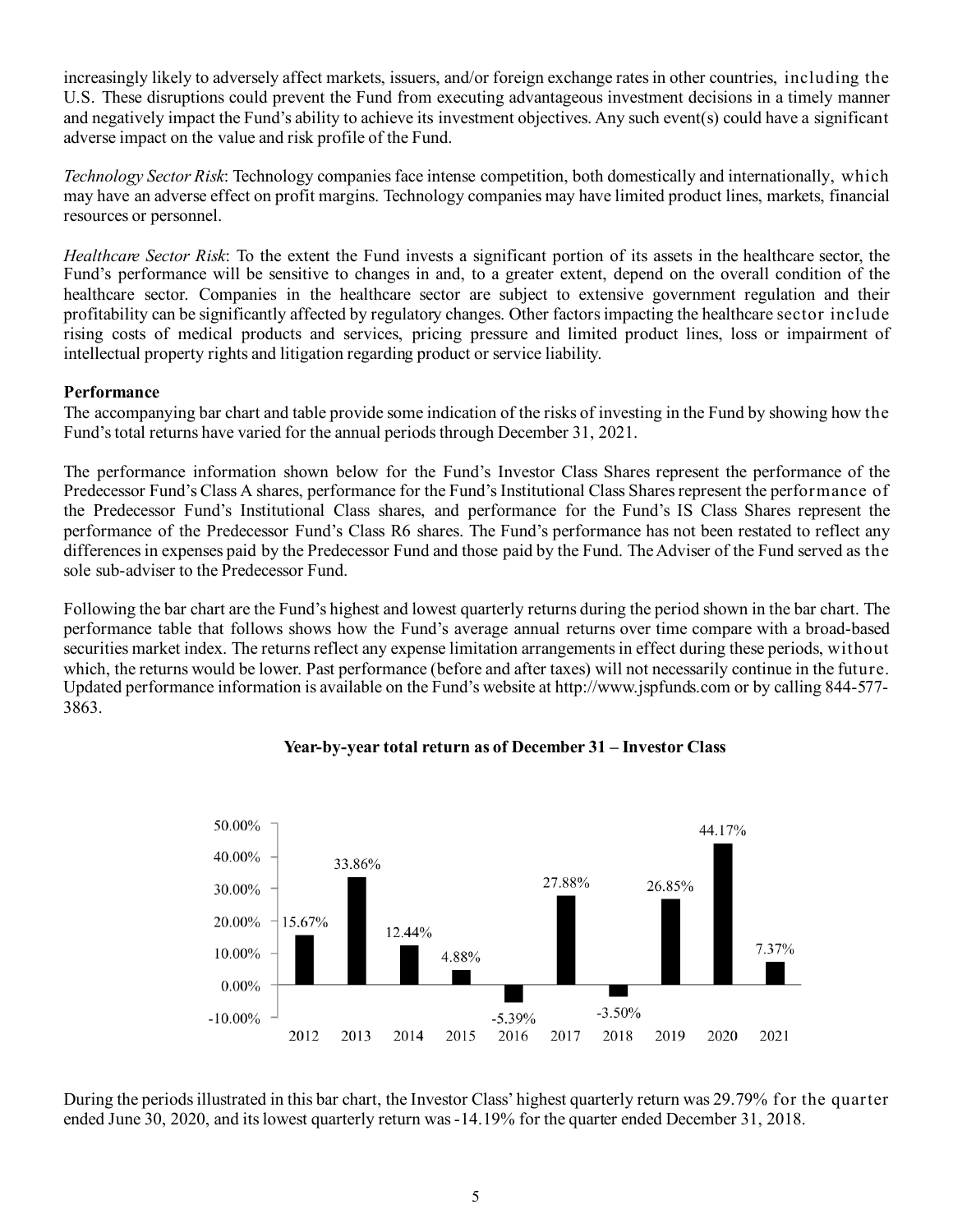increasingly likely to adversely affect markets, issuers, and/or foreign exchange rates in other countries, including the U.S. These disruptions could prevent the Fund from executing advantageous investment decisions in a timely manner and negatively impact the Fund's ability to achieve its investment objectives. Any such event(s) could have a significant adverse impact on the value and risk profile of the Fund.

*Technology Sector Risk*: Technology companies face intense competition, both domestically and internationally, which may have an adverse effect on profit margins. Technology companies may have limited product lines, markets, financial resources or personnel.

*Healthcare Sector Risk*: To the extent the Fund invests a significant portion of its assets in the healthcare sector, the Fund's performance will be sensitive to changes in and, to a greater extent, depend on the overall condition of the healthcare sector. Companies in the healthcare sector are subject to extensive government regulation and their profitability can be significantly affected by regulatory changes. Other factors impacting the healthcare sector include rising costs of medical products and services, pricing pressure and limited product lines, loss or impairment of intellectual property rights and litigation regarding product or service liability.

**Performance**

The accompanying bar chart and table provide some indication of the risks of investing in the Fund by showing how the Fund's total returns have varied for the annual periods through December 31, 2021.

The performance information shown below for the Fund's Investor Class Shares represent the performance of the Predecessor Fund's Class A shares, performance for the Fund's Institutional Class Shares represent the performance of the Predecessor Fund's Institutional Class shares, and performance for the Fund's IS Class Shares represent the performance of the Predecessor Fund's Class R6 shares. The Fund's performance has not been restated to reflect any differences in expenses paid by the Predecessor Fund and those paid by the Fund. The Adviser of the Fund served as the sole sub-adviser to the Predecessor Fund.

Following the bar chart are the Fund's highest and lowest quarterly returns during the period shown in the bar chart. The performance table that follows shows how the Fund's average annual returns over time compare with a broad-based securities market index. The returns reflect any expense limitation arrangements in effect during these periods, without which, the returns would be lower. Past performance (before and after taxes) will not necessarily continue in the future. Updated performance information is available on the Fund's website at http://www.jspfunds.com or by calling 844-577-3863.

**Year-by-year total return as of December 31 – Investor Class**

| Year | Total Return |
|---|---|
| 2012 | 15.67% |
| 2013 | 33.86% |
| 2014 | 12.44% |
| 2015 | 4.88% |
| 2016 | -5.39% |
| 2017 | 27.88% |
| 2018 | -3.50% |
| 2019 | 26.85% |
| 2020 | 44.17% |
| 2021 | 7.37% |

During the periods illustrated in this bar chart, the Investor Class' highest quarterly return was 29.79% for the quarter ended June 30, 2020, and its lowest quarterly return was -14.19% for the quarter ended December 31, 2018.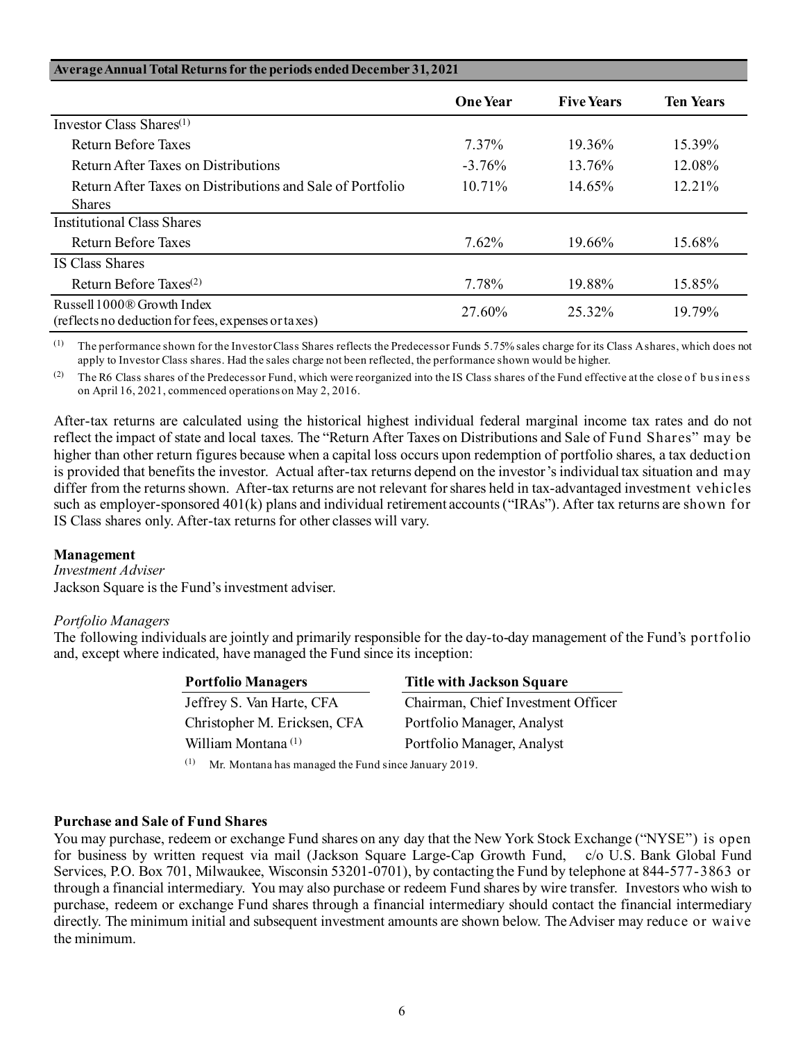| Average Annual Total Returns for the periods ended December 31, 2021 | One Year | Five Years | Ten Years |
|---|---|---|---|
| Investor Class Shares[(1)] | | | |
| Return Before Taxes | 7.37% | 19.36% | 15.39% |
| Return After Taxes on Distributions | -3.76% | 13.76% | 12.08% |
| Return After Taxes on Distributions and Sale of Portfolio Shares | 10.71% | 14.65% | 12.21% |
| Institutional Class Shares | | | |
| Return Before Taxes | 7.62% | 19.66% | 15.68% |
| IS Class Shares | | | |
| Return Before Taxes[(2)] | 7.78% | 19.88% | 15.85% |
| Russell 1000® Growth Index (reflects no deduction for fees, expenses or taxes) | 27.60% | 25.32% | 19.79% |

(1) The performance shown for the Investor Class Shares reflects the Predecessor Funds 5.75% sales charge for its Class A shares, which does not apply to Investor Class shares. Had the sales charge not been reflected, the performance shown would be higher.

(2) The R6 Class shares of the Predecessor Fund, which were reorganized into the IS Class shares of the Fund effective at the close of business on April 16, 2021, commenced operations on May 2, 2016.

After-tax returns are calculated using the historical highest individual federal marginal income tax rates and do not reflect the impact of state and local taxes. The "Return After Taxes on Distributions and Sale of Fund Shares" may be higher than other return figures because when a capital loss occurs upon redemption of portfolio shares, a tax deduction is provided that benefits the investor. Actual after-tax returns depend on the investor's individual tax situation and may differ from the returns shown. After-tax returns are not relevant for shares held in tax-advantaged investment vehicles such as employer-sponsored 401(k) plans and individual retirement accounts ("IRAs"). After tax returns are shown for IS Class shares only. After-tax returns for other classes will vary.

**Management**

*Investment Adviser*

Jackson Square is the Fund's investment adviser.

*Portfolio Managers*

The following individuals are jointly and primarily responsible for the day-to-day management of the Fund's portfolio and, except where indicated, have managed the Fund since its inception:

| Portfolio Managers | Title with Jackson Square |
|---|---|
| Jeffrey S. Van Harte, CFA | Chairman, Chief Investment Officer |
| Christopher M. Ericksen, CFA | Portfolio Manager, Analyst |
| William Montana [(1)] | Portfolio Manager, Analyst |

(1) Mr. Montana has managed the Fund since January 2019.

**Purchase and Sale of Fund Shares**

You may purchase, redeem or exchange Fund shares on any day that the New York Stock Exchange ("NYSE") is open for business by written request via mail (Jackson Square Large-Cap Growth Fund, c/o U.S. Bank Global Fund Services, P.O. Box 701, Milwaukee, Wisconsin 53201-0701), by contacting the Fund by telephone at 844-577-3863 or through a financial intermediary. You may also purchase or redeem Fund shares by wire transfer. Investors who wish to purchase, redeem or exchange Fund shares through a financial intermediary should contact the financial intermediary directly. The minimum initial and subsequent investment amounts are shown below. The Adviser may reduce or waive the minimum.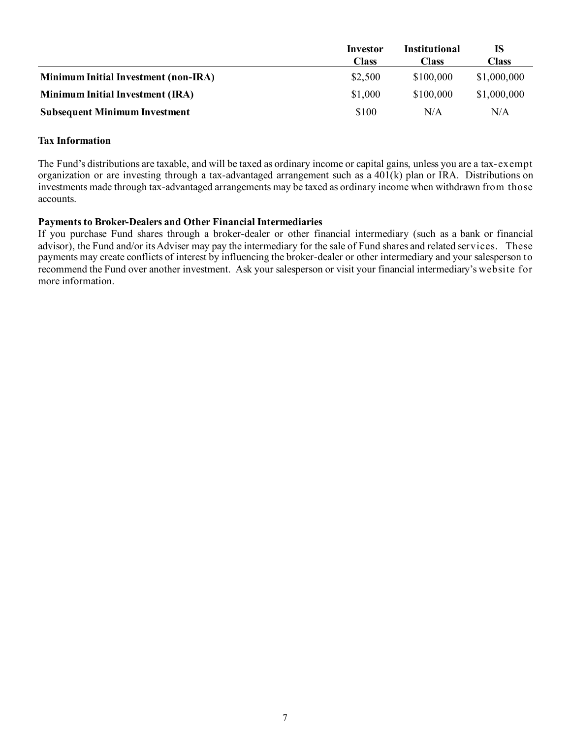| | Investor Class | Institutional Class | IS Class |
|---|---|---|---|
| **Minimum Initial Investment (non-IRA)** | $2,500 | $100,000 | $1,000,000 |
| **Minimum Initial Investment (IRA)** | $1,000 | $100,000 | $1,000,000 |
| **Subsequent Minimum Investment** | $100 | N/A | N/A |

**Tax Information**

The Fund's distributions are taxable, and will be taxed as ordinary income or capital gains, unless you are a tax-exempt organization or are investing through a tax-advantaged arrangement such as a 401(k) plan or IRA. Distributions on investments made through tax-advantaged arrangements may be taxed as ordinary income when withdrawn from those accounts.

**Payments to Broker-Dealers and Other Financial Intermediaries**

If you purchase Fund shares through a broker-dealer or other financial intermediary (such as a bank or financial advisor), the Fund and/or its Adviser may pay the intermediary for the sale of Fund shares and related services. These payments may create conflicts of interest by influencing the broker-dealer or other intermediary and your salesperson to recommend the Fund over another investment. Ask your salesperson or visit your financial intermediary's website for more information.